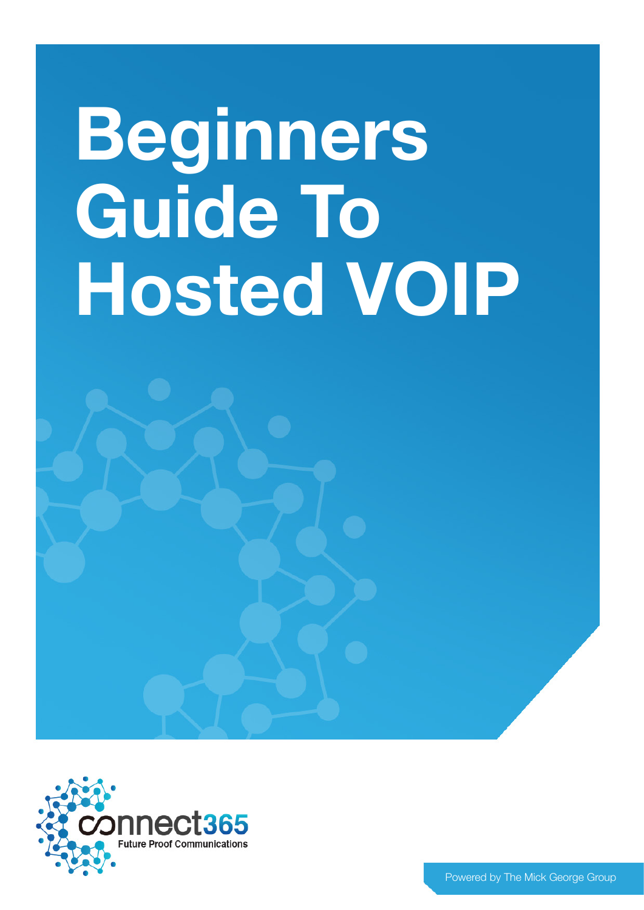# Beginners Guide To Hosted VOIP

connect365

Future Proof Communications

Powered by The Mick George Group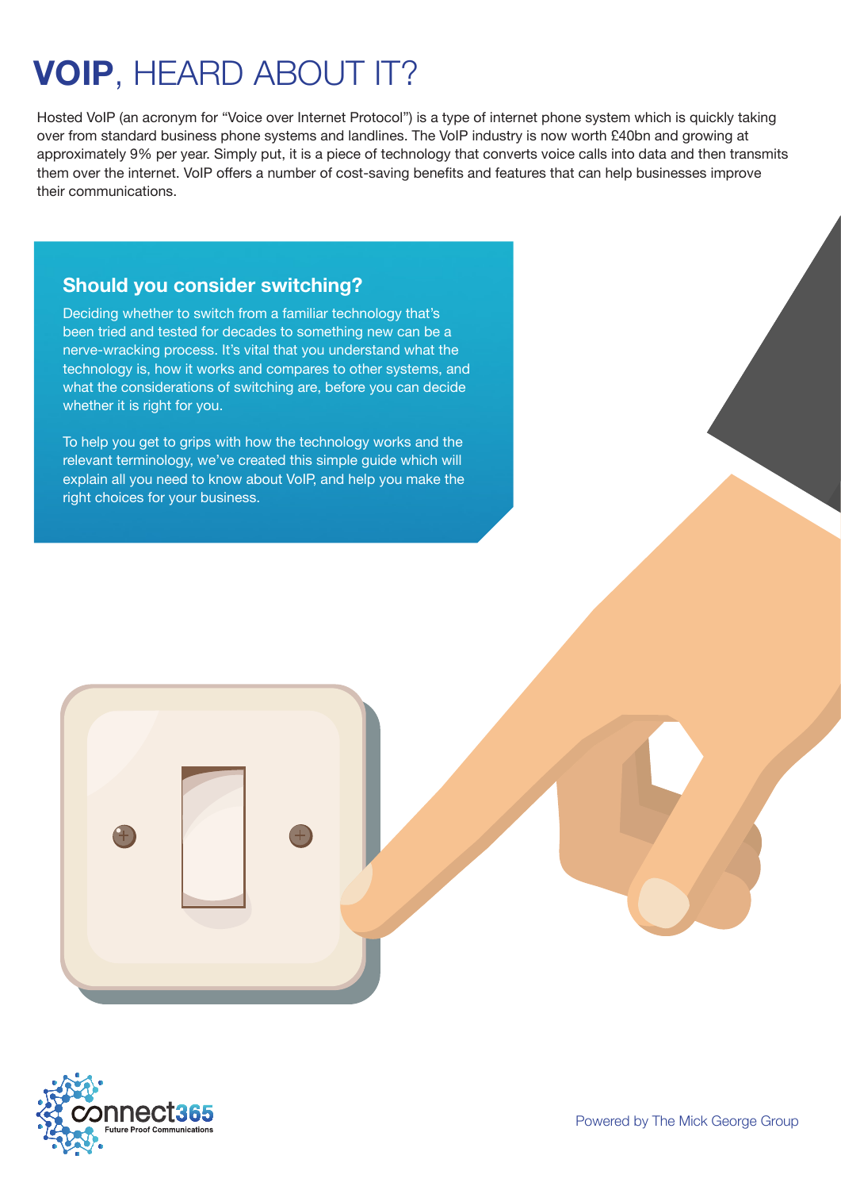# **VOIP**, HEARD ABOUT IT?

Hosted VoIP (an acronym for "Voice over Internet Protocol") is a type of internet phone system which is quickly taking over from standard business phone systems and landlines. The VoIP industry is now worth £40bn and growing at approximately 9% per year. Simply put, it is a piece of technology that converts voice calls into data and then transmits them over the internet. VoIP offers a number of cost-saving benefits and features that can help businesses improve their communications.

## Should you consider switching?

Deciding whether to switch from a familiar technology that's been tried and tested for decades to something new can be a nerve-wracking process. It's vital that you understand what the technology is, how it works and compares to other systems, and what the considerations of switching are, before you can decide whether it is right for you.

To help you get to grips with how the technology works and the relevant terminology, we've created this simple guide which will explain all you need to know about VoIP, and help you make the right choices for your business.

connect365
Future Proof Communications

Powered by The Mick George Group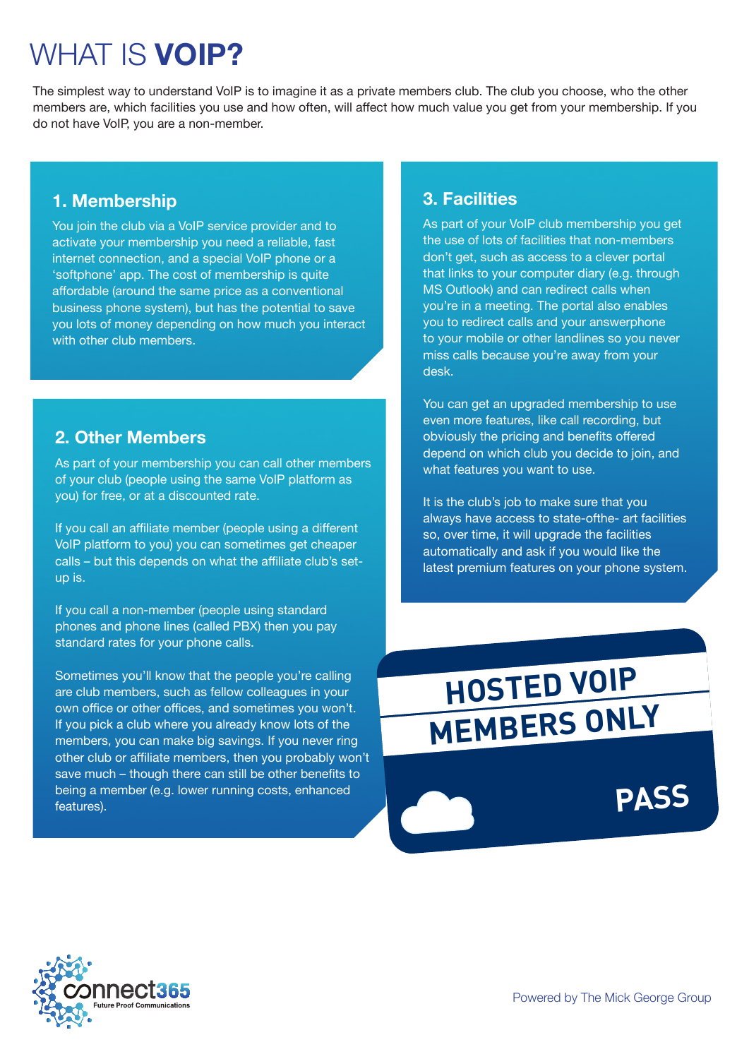# WHAT IS **VOIP?**

The simplest way to understand VoIP is to imagine it as a private members club. The club you choose, who the other members are, which facilities you use and how often, will affect how much value you get from your membership. If you do not have VoIP, you are a non-member.

## 1. Membership

You join the club via a VoIP service provider and to activate your membership you need a reliable, fast internet connection, and a special VoIP phone or a 'softphone' app. The cost of membership is quite affordable (around the same price as a conventional business phone system), but has the potential to save you lots of money depending on how much you interact with other club members.

## 2. Other Members

As part of your membership you can call other members of your club (people using the same VoIP platform as you) for free, or at a discounted rate.

If you call an affiliate member (people using a different VoIP platform to you) you can sometimes get cheaper calls – but this depends on what the affiliate club's set-up is.

If you call a non-member (people using standard phones and phone lines (called PBX) then you pay standard rates for your phone calls.

Sometimes you'll know that the people you're calling are club members, such as fellow colleagues in your own office or other offices, and sometimes you won't. If you pick a club where you already know lots of the members, you can make big savings. If you never ring other club or affiliate members, then you probably won't save much – though there can still be other benefits to being a member (e.g. lower running costs, enhanced features).

## 3. Facilities

As part of your VoIP club membership you get the use of lots of facilities that non-members don't get, such as access to a clever portal that links to your computer diary (e.g. through MS Outlook) and can redirect calls when you're in a meeting. The portal also enables you to redirect calls and your answerphone to your mobile or other landlines so you never miss calls because you're away from your desk.

You can get an upgraded membership to use even more features, like call recording, but obviously the pricing and benefits offered depend on which club you decide to join, and what features you want to use.

It is the club's job to make sure that you always have access to state-ofthe- art facilities so, over time, it will upgrade the facilities automatically and ask if you would like the latest premium features on your phone system.

HOSTED VOIP
MEMBERS ONLY
PASS

connect365
Future Proof Communications

Powered by The Mick George Group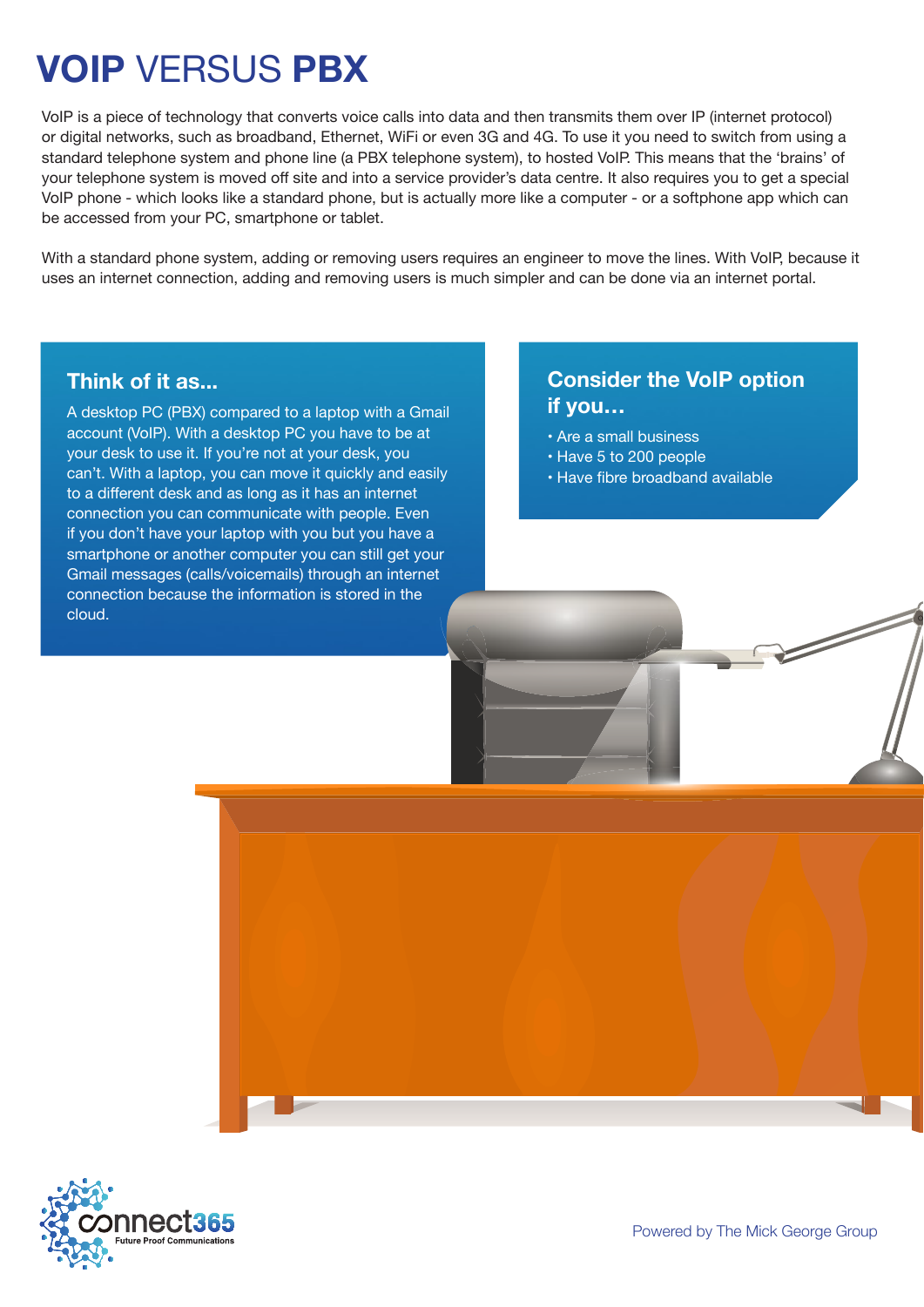# VOIP VERSUS PBX

VoIP is a piece of technology that converts voice calls into data and then transmits them over IP (internet protocol) or digital networks, such as broadband, Ethernet, WiFi or even 3G and 4G. To use it you need to switch from using a standard telephone system and phone line (a PBX telephone system), to hosted VoIP. This means that the 'brains' of your telephone system is moved off site and into a service provider's data centre. It also requires you to get a special VoIP phone - which looks like a standard phone, but is actually more like a computer - or a softphone app which can be accessed from your PC, smartphone or tablet.

With a standard phone system, adding or removing users requires an engineer to move the lines. With VoIP, because it uses an internet connection, adding and removing users is much simpler and can be done via an internet portal.

## Think of it as...

A desktop PC (PBX) compared to a laptop with a Gmail account (VoIP). With a desktop PC you have to be at your desk to use it. If you're not at your desk, you can't. With a laptop, you can move it quickly and easily to a different desk and as long as it has an internet connection you can communicate with people. Even if you don't have your laptop with you but you have a smartphone or another computer you can still get your Gmail messages (calls/voicemails) through an internet connection because the information is stored in the cloud.

## Consider the VoIP option if you…

- Are a small business
- Have 5 to 200 people
- Have fibre broadband available

connect365 Future Proof Communications

Powered by The Mick George Group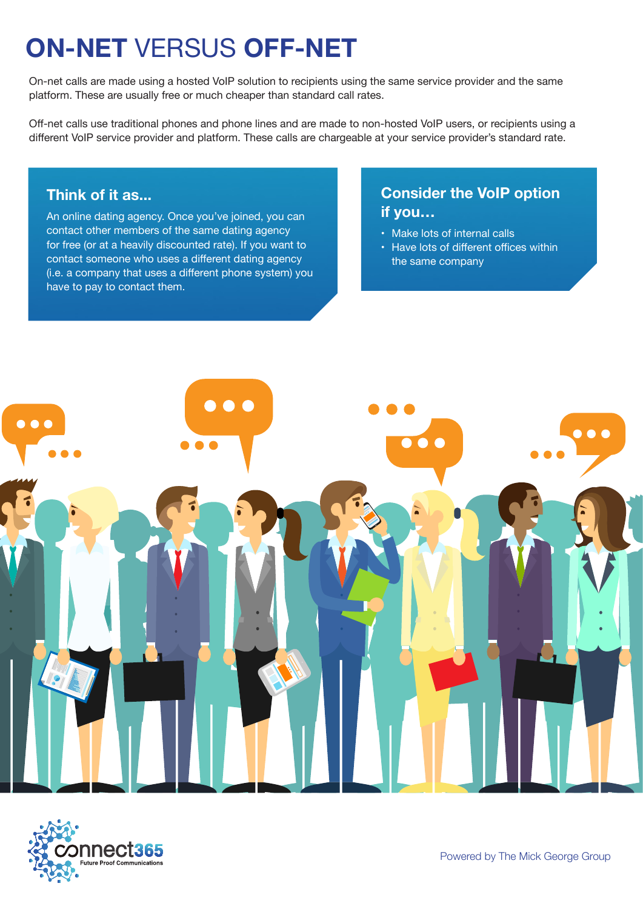# ON-NET VERSUS OFF-NET

On-net calls are made using a hosted VoIP solution to recipients using the same service provider and the same platform. These are usually free or much cheaper than standard call rates.

Off-net calls use traditional phones and phone lines and are made to non-hosted VoIP users, or recipients using a different VoIP service provider and platform. These calls are chargeable at your service provider's standard rate.

## Think of it as...

An online dating agency. Once you've joined, you can contact other members of the same dating agency for free (or at a heavily discounted rate). If you want to contact someone who uses a different dating agency (i.e. a company that uses a different phone system) you have to pay to contact them.

## Consider the VoIP option if you...

- Make lots of internal calls
- Have lots of different offices within the same company

connect365
Future Proof Communications

Powered by The Mick George Group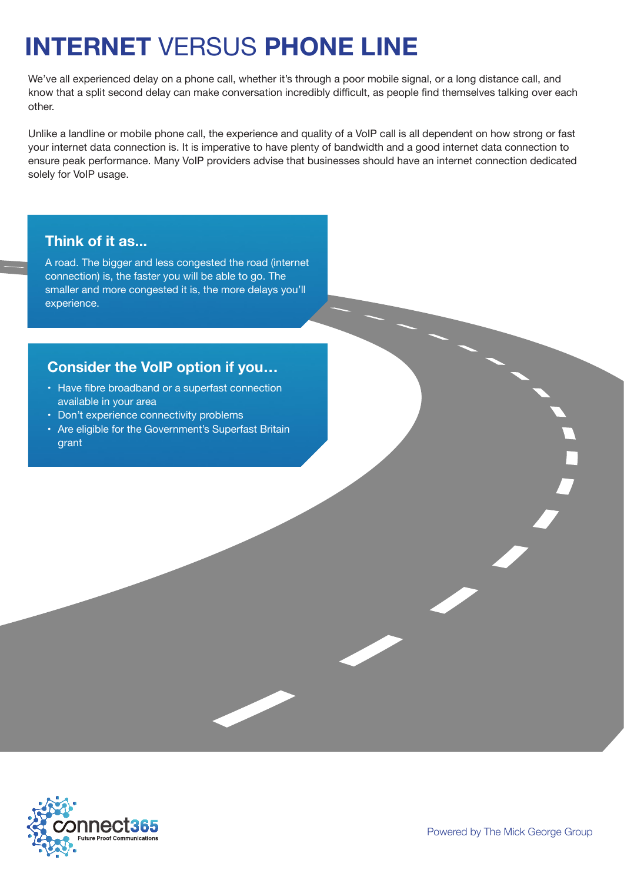# **INTERNET** VERSUS **PHONE LINE**

We've all experienced delay on a phone call, whether it's through a poor mobile signal, or a long distance call, and know that a split second delay can make conversation incredibly difficult, as people find themselves talking over each other.

Unlike a landline or mobile phone call, the experience and quality of a VoIP call is all dependent on how strong or fast your internet data connection is. It is imperative to have plenty of bandwidth and a good internet data connection to ensure peak performance. Many VoIP providers advise that businesses should have an internet connection dedicated solely for VoIP usage.

### Think of it as...

A road. The bigger and less congested the road (internet connection) is, the faster you will be able to go. The smaller and more congested it is, the more delays you'll experience.

### Consider the VoIP option if you…

- Have fibre broadband or a superfast connection available in your area
- Don't experience connectivity problems
- Are eligible for the Government's Superfast Britain grant

connect365
Future Proof Communications

Powered by The Mick George Group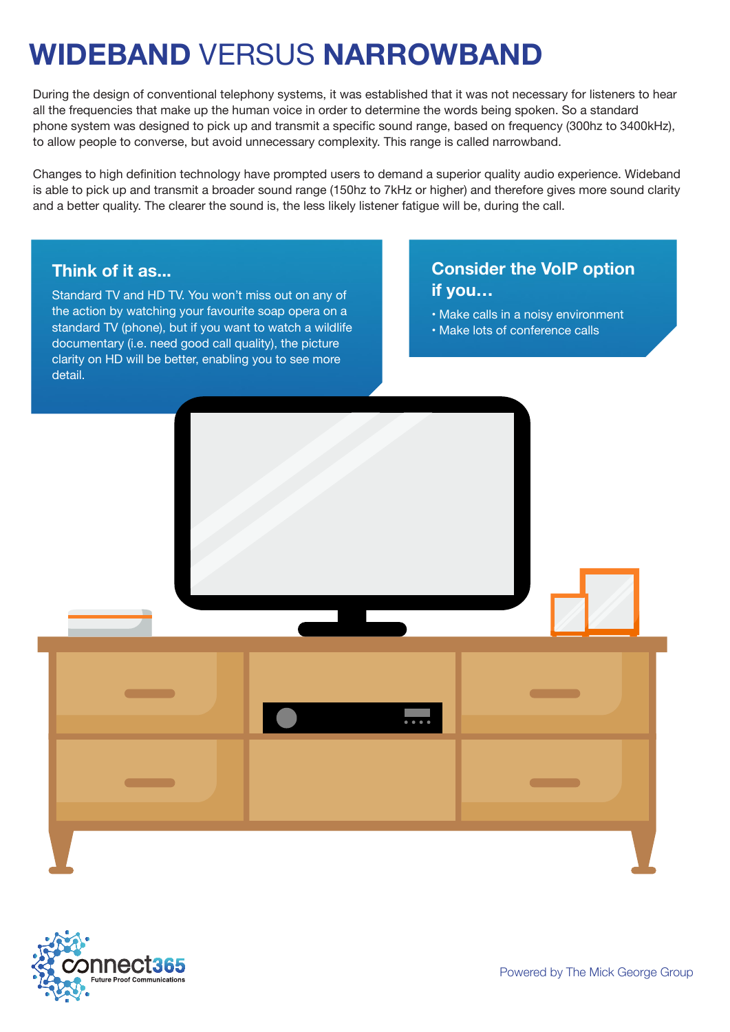# WIDEBAND VERSUS NARROWBAND

During the design of conventional telephony systems, it was established that it was not necessary for listeners to hear all the frequencies that make up the human voice in order to determine the words being spoken. So a standard phone system was designed to pick up and transmit a specific sound range, based on frequency (300hz to 3400kHz), to allow people to converse, but avoid unnecessary complexity. This range is called narrowband.

Changes to high definition technology have prompted users to demand a superior quality audio experience. Wideband is able to pick up and transmit a broader sound range (150hz to 7kHz or higher) and therefore gives more sound clarity and a better quality. The clearer the sound is, the less likely listener fatigue will be, during the call.

## Think of it as...

Standard TV and HD TV. You won't miss out on any of the action by watching your favourite soap opera on a standard TV (phone), but if you want to watch a wildlife documentary (i.e. need good call quality), the picture clarity on HD will be better, enabling you to see more detail.

## Consider the VoIP option if you…

- Make calls in a noisy environment
- Make lots of conference calls

connect365
Future Proof Communications

Powered by The Mick George Group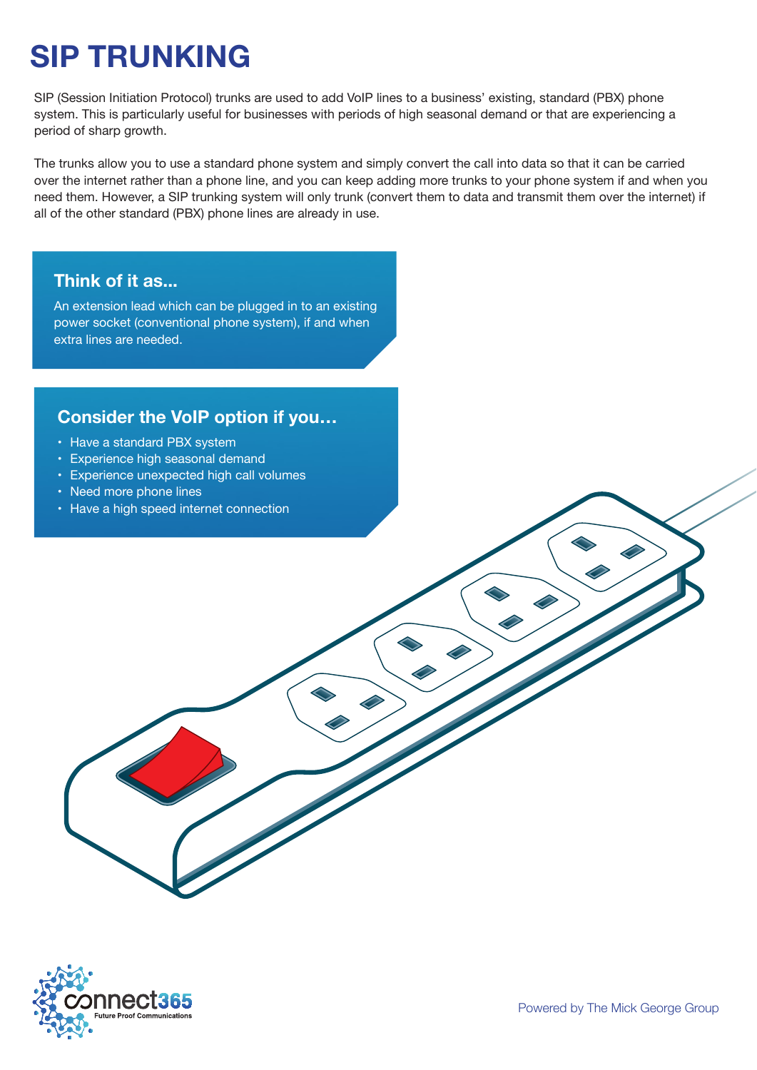# SIP TRUNKING

SIP (Session Initiation Protocol) trunks are used to add VoIP lines to a business' existing, standard (PBX) phone system. This is particularly useful for businesses with periods of high seasonal demand or that are experiencing a period of sharp growth.

The trunks allow you to use a standard phone system and simply convert the call into data so that it can be carried over the internet rather than a phone line, and you can keep adding more trunks to your phone system if and when you need them. However, a SIP trunking system will only trunk (convert them to data and transmit them over the internet) if all of the other standard (PBX) phone lines are already in use.

## Think of it as...

An extension lead which can be plugged in to an existing power socket (conventional phone system), if and when extra lines are needed.

## Consider the VoIP option if you…

- Have a standard PBX system
- Experience high seasonal demand
- Experience unexpected high call volumes
- Need more phone lines
- Have a high speed internet connection

connect365
Future Proof Communications

Powered by The Mick George Group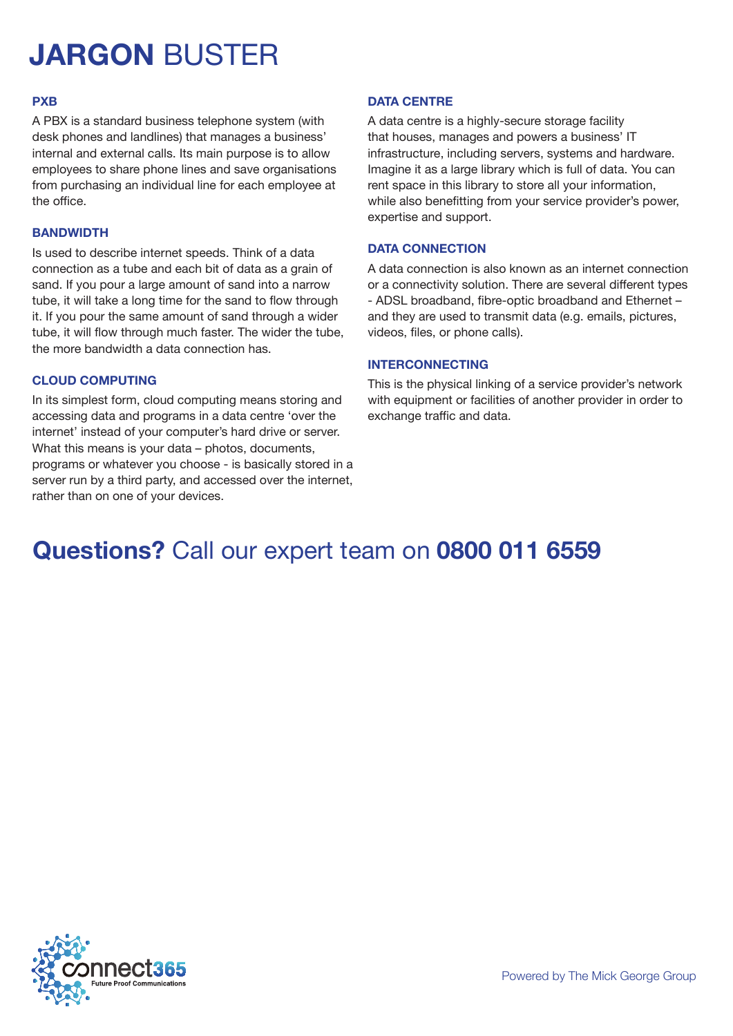# JARGON BUSTER

### PXB

A PBX is a standard business telephone system (with desk phones and landlines) that manages a business' internal and external calls. Its main purpose is to allow employees to share phone lines and save organisations from purchasing an individual line for each employee at the office.

### BANDWIDTH

Is used to describe internet speeds. Think of a data connection as a tube and each bit of data as a grain of sand. If you pour a large amount of sand into a narrow tube, it will take a long time for the sand to flow through it. If you pour the same amount of sand through a wider tube, it will flow through much faster. The wider the tube, the more bandwidth a data connection has.

### CLOUD COMPUTING

In its simplest form, cloud computing means storing and accessing data and programs in a data centre 'over the internet' instead of your computer's hard drive or server. What this means is your data – photos, documents, programs or whatever you choose - is basically stored in a server run by a third party, and accessed over the internet, rather than on one of your devices.

### DATA CENTRE

A data centre is a highly-secure storage facility that houses, manages and powers a business' IT infrastructure, including servers, systems and hardware. Imagine it as a large library which is full of data. You can rent space in this library to store all your information, while also benefitting from your service provider's power, expertise and support.

### DATA CONNECTION

A data connection is also known as an internet connection or a connectivity solution. There are several different types - ADSL broadband, fibre-optic broadband and Ethernet – and they are used to transmit data (e.g. emails, pictures, videos, files, or phone calls).

### INTERCONNECTING

This is the physical linking of a service provider's network with equipment or facilities of another provider in order to exchange traffic and data.

## **Questions?** Call our expert team on **0800 011 6559**

connect365
Future Proof Communications

Powered by The Mick George Group